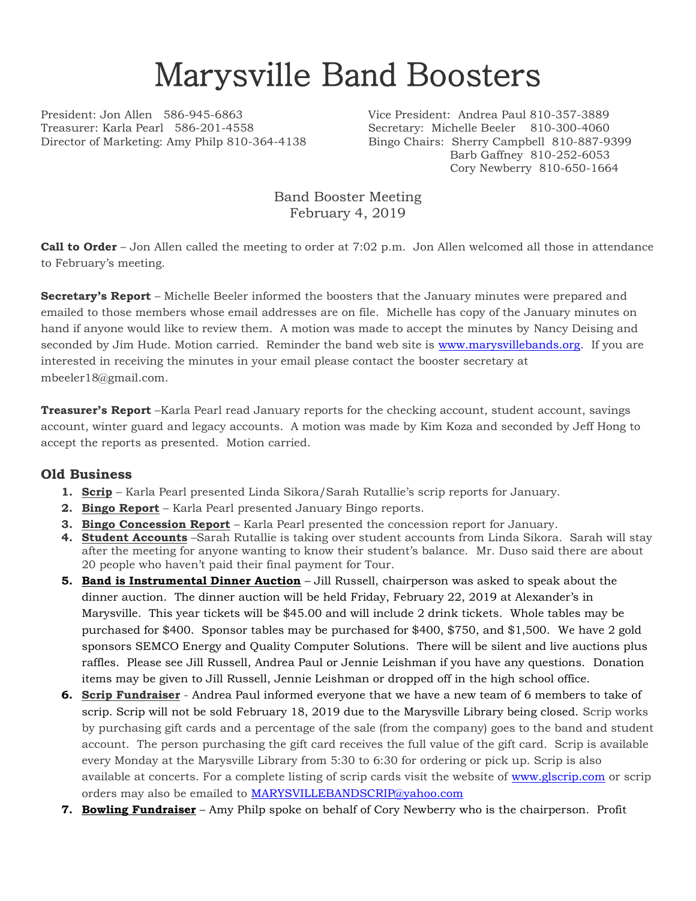# Marysville Band Boosters

President: Jon Allen 586-945-6863
Vice President: Andrea Paul 810-357-3889
Treasurer: Karla Pearl 586-201-4558
Secretary: Michelle Beeler 810-300-4060
Director of Marketing: Amy Philp 810-364-4138
Bingo Chairs: Sherry Campbell 810-887-9399
Barb Gaffney 810-252-6053
Cory Newberry 810-650-1664

Band Booster Meeting
February 4, 2019

**Call to Order** – Jon Allen called the meeting to order at 7:02 p.m. Jon Allen welcomed all those in attendance to February's meeting.

**Secretary's Report** – Michelle Beeler informed the boosters that the January minutes were prepared and emailed to those members whose email addresses are on file. Michelle has copy of the January minutes on hand if anyone would like to review them. A motion was made to accept the minutes by Nancy Deising and seconded by Jim Hude. Motion carried. Reminder the band web site is www.marysvillebands.org. If you are interested in receiving the minutes in your email please contact the booster secretary at mbeeler18@gmail.com.

**Treasurer's Report** –Karla Pearl read January reports for the checking account, student account, savings account, winter guard and legacy accounts. A motion was made by Kim Koza and seconded by Jeff Hong to accept the reports as presented. Motion carried.

## Old Business

1. **Scrip** – Karla Pearl presented Linda Sikora/Sarah Rutallie's scrip reports for January.
2. **Bingo Report** – Karla Pearl presented January Bingo reports.
3. **Bingo Concession Report** – Karla Pearl presented the concession report for January.
4. **Student Accounts** –Sarah Rutallie is taking over student accounts from Linda Sikora. Sarah will stay after the meeting for anyone wanting to know their student's balance. Mr. Duso said there are about 20 people who haven't paid their final payment for Tour.
5. **Band is Instrumental Dinner Auction** – Jill Russell, chairperson was asked to speak about the dinner auction. The dinner auction will be held Friday, February 22, 2019 at Alexander's in Marysville. This year tickets will be $45.00 and will include 2 drink tickets. Whole tables may be purchased for $400. Sponsor tables may be purchased for $400, $750, and $1,500. We have 2 gold sponsors SEMCO Energy and Quality Computer Solutions. There will be silent and live auctions plus raffles. Please see Jill Russell, Andrea Paul or Jennie Leishman if you have any questions. Donation items may be given to Jill Russell, Jennie Leishman or dropped off in the high school office.
6. **Scrip Fundraiser** - Andrea Paul informed everyone that we have a new team of 6 members to take of scrip. Scrip will not be sold February 18, 2019 due to the Marysville Library being closed. Scrip works by purchasing gift cards and a percentage of the sale (from the company) goes to the band and student account. The person purchasing the gift card receives the full value of the gift card. Scrip is available every Monday at the Marysville Library from 5:30 to 6:30 for ordering or pick up. Scrip is also available at concerts. For a complete listing of scrip cards visit the website of www.glscrip.com or scrip orders may also be emailed to MARYSVILLEBANDSCRIP@yahoo.com
7. **Bowling Fundraiser** – Amy Philp spoke on behalf of Cory Newberry who is the chairperson. Profit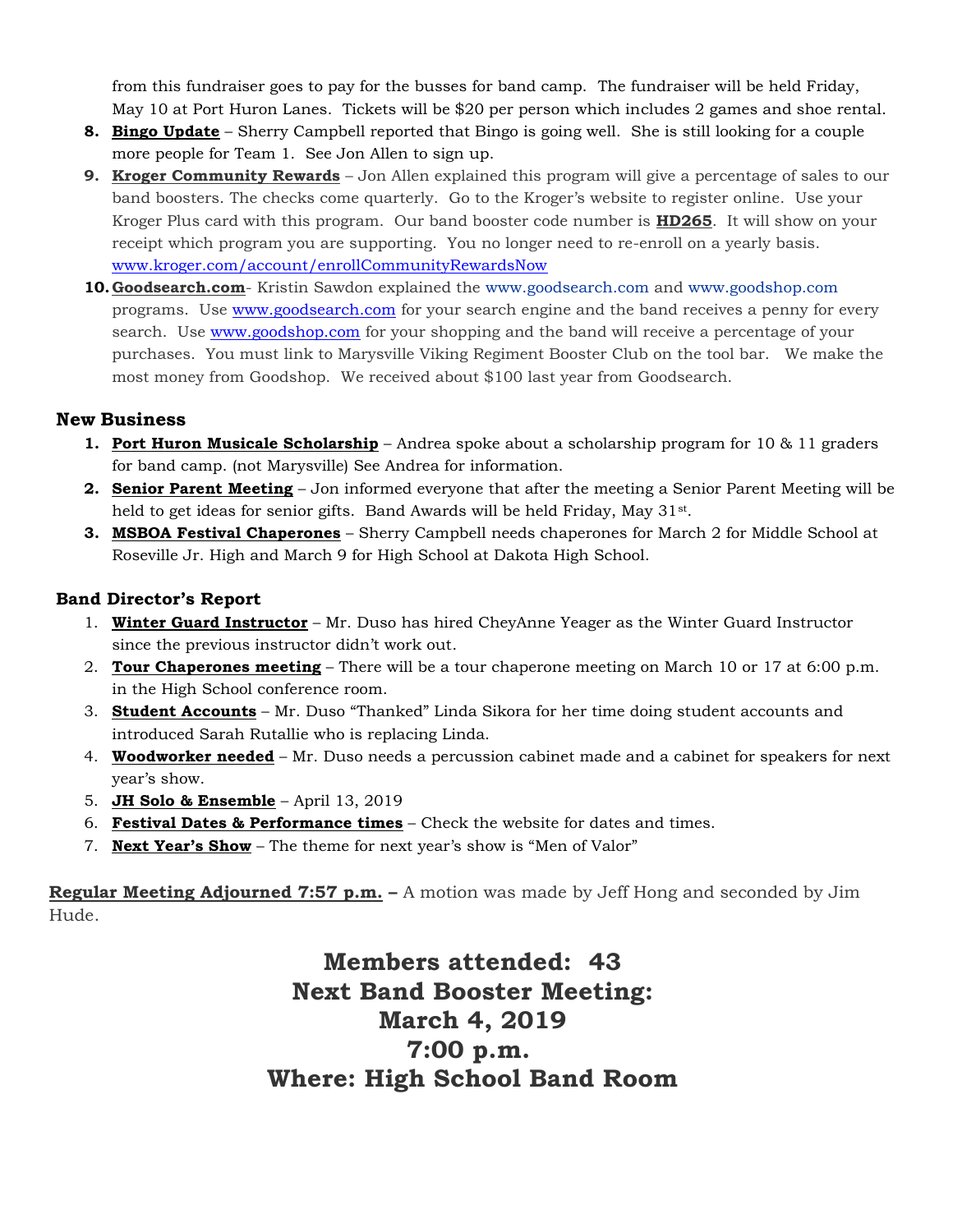from this fundraiser goes to pay for the busses for band camp. The fundraiser will be held Friday, May 10 at Port Huron Lanes. Tickets will be $20 per person which includes 2 games and shoe rental.

8. **Bingo Update** – Sherry Campbell reported that Bingo is going well. She is still looking for a couple more people for Team 1. See Jon Allen to sign up.
9. **Kroger Community Rewards** – Jon Allen explained this program will give a percentage of sales to our band boosters. The checks come quarterly. Go to the Kroger's website to register online. Use your Kroger Plus card with this program. Our band booster code number is **HD265**. It will show on your receipt which program you are supporting. You no longer need to re-enroll on a yearly basis. www.kroger.com/account/enrollCommunityRewardsNow
10. **Goodsearch.com**- Kristin Sawdon explained the www.goodsearch.com and www.goodshop.com programs. Use www.goodsearch.com for your search engine and the band receives a penny for every search. Use www.goodshop.com for your shopping and the band will receive a percentage of your purchases. You must link to Marysville Viking Regiment Booster Club on the tool bar. We make the most money from Goodshop. We received about $100 last year from Goodsearch.

## New Business

1. **Port Huron Musicale Scholarship** – Andrea spoke about a scholarship program for 10 & 11 graders for band camp. (not Marysville) See Andrea for information.
2. **Senior Parent Meeting** – Jon informed everyone that after the meeting a Senior Parent Meeting will be held to get ideas for senior gifts. Band Awards will be held Friday, May 31st.
3. **MSBOA Festival Chaperones** – Sherry Campbell needs chaperones for March 2 for Middle School at Roseville Jr. High and March 9 for High School at Dakota High School.

## Band Director's Report

1. **Winter Guard Instructor** – Mr. Duso has hired CheyAnne Yeager as the Winter Guard Instructor since the previous instructor didn't work out.
2. **Tour Chaperones meeting** – There will be a tour chaperone meeting on March 10 or 17 at 6:00 p.m. in the High School conference room.
3. **Student Accounts** – Mr. Duso "Thanked" Linda Sikora for her time doing student accounts and introduced Sarah Rutallie who is replacing Linda.
4. **Woodworker needed** – Mr. Duso needs a percussion cabinet made and a cabinet for speakers for next year's show.
5. **JH Solo & Ensemble** – April 13, 2019
6. **Festival Dates & Performance times** – Check the website for dates and times.
7. **Next Year's Show** – The theme for next year's show is "Men of Valor"

**Regular Meeting Adjourned 7:57 p.m. –** A motion was made by Jeff Hong and seconded by Jim Hude.

**Members attended: 43**
**Next Band Booster Meeting:**
**March 4, 2019**
**7:00 p.m.**
**Where: High School Band Room**